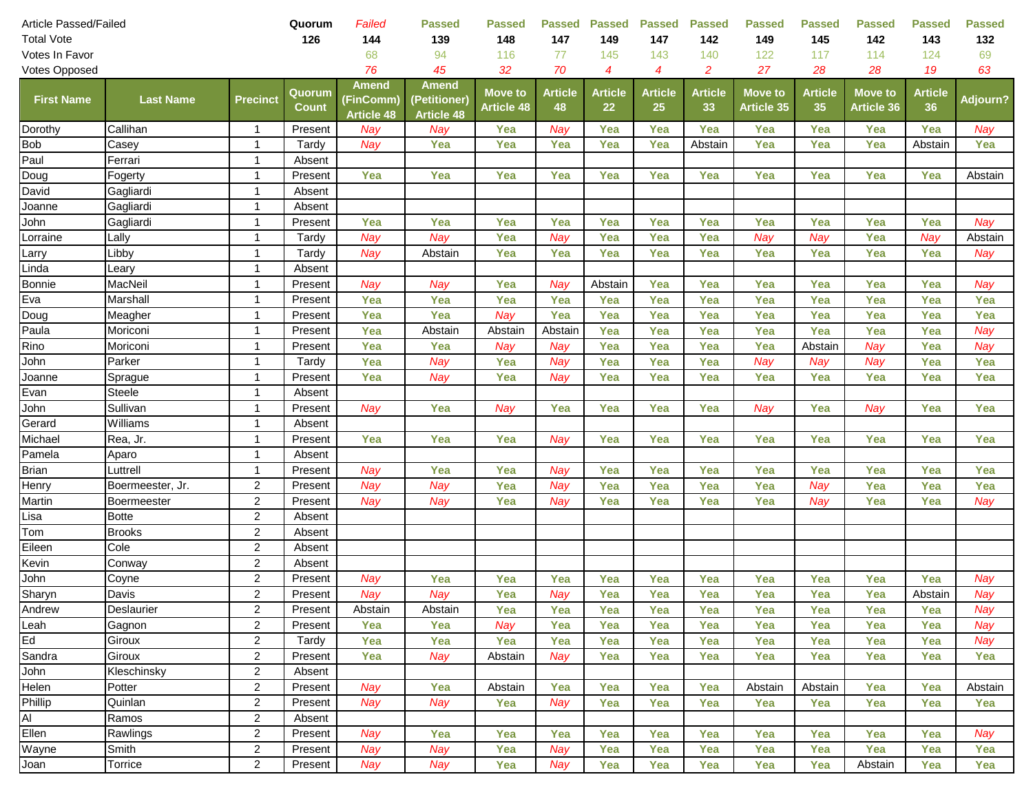| Article Passed/Failed | | | Quorum | Failed | Passed | Passed | Passed | Passed | Passed | Passed | Passed | Passed | Passed | Passed | Passed |
|---|---|---|---|---|---|---|---|---|---|---|---|---|---|---|---|
| Total Vote | | | 126 | 144 | 139 | 148 | 147 | 149 | 147 | 142 | 149 | 145 | 142 | 143 | 132 |
| Votes In Favor | | | | 68 | 94 | 116 | 77 | 145 | 143 | 140 | 122 | 117 | 114 | 124 | 69 |
| Votes Opposed | | | | 76 | 45 | 32 | 70 | 4 | 4 | 2 | 27 | 28 | 28 | 19 | 63 |
| **First Name** | **Last Name** | **Precinct** | **Quorum Count** | **Amend (FinComm) Article 48** | **Amend (Petitioner) Article 48** | **Move to Article 48** | **Article 48** | **Article 22** | **Article 25** | **Article 33** | **Move to Article 35** | **Article 35** | **Move to Article 36** | **Article 36** | **Adjourn?** |
| Dorothy | Callihan | 1 | Present | Nay | Nay | Yea | Nay | Yea | Yea | Yea | Yea | Yea | Yea | Yea | Nay |
| Bob | Casey | 1 | Tardy | Nay | Yea | Yea | Yea | Yea | Yea | Abstain | Yea | Yea | Yea | Abstain | Yea |
| Paul | Ferrari | 1 | Absent | | | | | | | | | | | | |
| Doug | Fogerty | 1 | Present | Yea | Yea | Yea | Yea | Yea | Yea | Yea | Yea | Yea | Yea | Yea | Abstain |
| David | Gagliardi | 1 | Absent | | | | | | | | | | | | |
| Joanne | Gagliardi | 1 | Absent | | | | | | | | | | | | |
| John | Gagliardi | 1 | Present | Yea | Yea | Yea | Yea | Yea | Yea | Yea | Yea | Yea | Yea | Yea | Nay |
| Lorraine | Lally | 1 | Tardy | Nay | Nay | Yea | Nay | Yea | Yea | Yea | Nay | Nay | Yea | Nay | Abstain |
| Larry | Libby | 1 | Tardy | Nay | Abstain | Yea | Yea | Yea | Yea | Yea | Yea | Yea | Yea | Yea | Nay |
| Linda | Leary | 1 | Absent | | | | | | | | | | | | |
| Bonnie | MacNeil | 1 | Present | Nay | Nay | Yea | Nay | Abstain | Yea | Yea | Yea | Yea | Yea | Yea | Nay |
| Eva | Marshall | 1 | Present | Yea | Yea | Yea | Yea | Yea | Yea | Yea | Yea | Yea | Yea | Yea | Yea |
| Doug | Meagher | 1 | Present | Yea | Yea | Nay | Yea | Yea | Yea | Yea | Yea | Yea | Yea | Yea | Yea |
| Paula | Moriconi | 1 | Present | Yea | Abstain | Abstain | Abstain | Yea | Yea | Yea | Yea | Yea | Yea | Yea | Nay |
| Rino | Moriconi | 1 | Present | Yea | Yea | Nay | Nay | Yea | Yea | Yea | Yea | Abstain | Nay | Yea | Nay |
| John | Parker | 1 | Tardy | Yea | Nay | Yea | Nay | Yea | Yea | Yea | Nay | Nay | Nay | Yea | Yea |
| Joanne | Sprague | 1 | Present | Yea | Nay | Yea | Nay | Yea | Yea | Yea | Yea | Yea | Yea | Yea | Yea |
| Evan | Steele | 1 | Absent | | | | | | | | | | | | |
| John | Sullivan | 1 | Present | Nay | Yea | Nay | Yea | Yea | Yea | Yea | Nay | Yea | Nay | Yea | Yea |
| Gerard | Williams | 1 | Absent | | | | | | | | | | | | |
| Michael | Rea, Jr. | 1 | Present | Yea | Yea | Yea | Nay | Yea | Yea | Yea | Yea | Yea | Yea | Yea | Yea |
| Pamela | Aparo | 1 | Absent | | | | | | | | | | | | |
| Brian | Luttrell | 1 | Present | Nay | Yea | Yea | Nay | Yea | Yea | Yea | Yea | Yea | Yea | Yea | Yea |
| Henry | Boermeester, Jr. | 2 | Present | Nay | Nay | Yea | Nay | Yea | Yea | Yea | Yea | Nay | Yea | Yea | Yea |
| Martin | Boermeester | 2 | Present | Nay | Nay | Yea | Nay | Yea | Yea | Yea | Yea | Nay | Yea | Yea | Nay |
| Lisa | Botte | 2 | Absent | | | | | | | | | | | | |
| Tom | Brooks | 2 | Absent | | | | | | | | | | | | |
| Eileen | Cole | 2 | Absent | | | | | | | | | | | | |
| Kevin | Conway | 2 | Absent | | | | | | | | | | | | |
| John | Coyne | 2 | Present | Nay | Yea | Yea | Yea | Yea | Yea | Yea | Yea | Yea | Yea | Yea | Nay |
| Sharyn | Davis | 2 | Present | Nay | Nay | Yea | Nay | Yea | Yea | Yea | Yea | Yea | Yea | Abstain | Nay |
| Andrew | Deslaurier | 2 | Present | Abstain | Abstain | Yea | Yea | Yea | Yea | Yea | Yea | Yea | Yea | Yea | Nay |
| Leah | Gagnon | 2 | Present | Yea | Yea | Nay | Yea | Yea | Yea | Yea | Yea | Yea | Yea | Yea | Nay |
| Ed | Giroux | 2 | Tardy | Yea | Yea | Yea | Yea | Yea | Yea | Yea | Yea | Yea | Yea | Yea | Nay |
| Sandra | Giroux | 2 | Present | Yea | Nay | Abstain | Nay | Yea | Yea | Yea | Yea | Yea | Yea | Yea | Yea |
| John | Kleschinsky | 2 | Absent | | | | | | | | | | | | |
| Helen | Potter | 2 | Present | Nay | Yea | Abstain | Yea | Yea | Yea | Yea | Abstain | Abstain | Yea | Yea | Abstain |
| Phillip | Quinlan | 2 | Present | Nay | Nay | Yea | Nay | Yea | Yea | Yea | Yea | Yea | Yea | Yea | Yea |
| Al | Ramos | 2 | Absent | | | | | | | | | | | | |
| Ellen | Rawlings | 2 | Present | Nay | Yea | Yea | Yea | Yea | Yea | Yea | Yea | Yea | Yea | Yea | Nay |
| Wayne | Smith | 2 | Present | Nay | Nay | Yea | Nay | Yea | Yea | Yea | Yea | Yea | Yea | Yea | Yea |
| Joan | Torrice | 2 | Present | Nay | Nay | Yea | Nay | Yea | Yea | Yea | Yea | Yea | Abstain | Yea | Yea |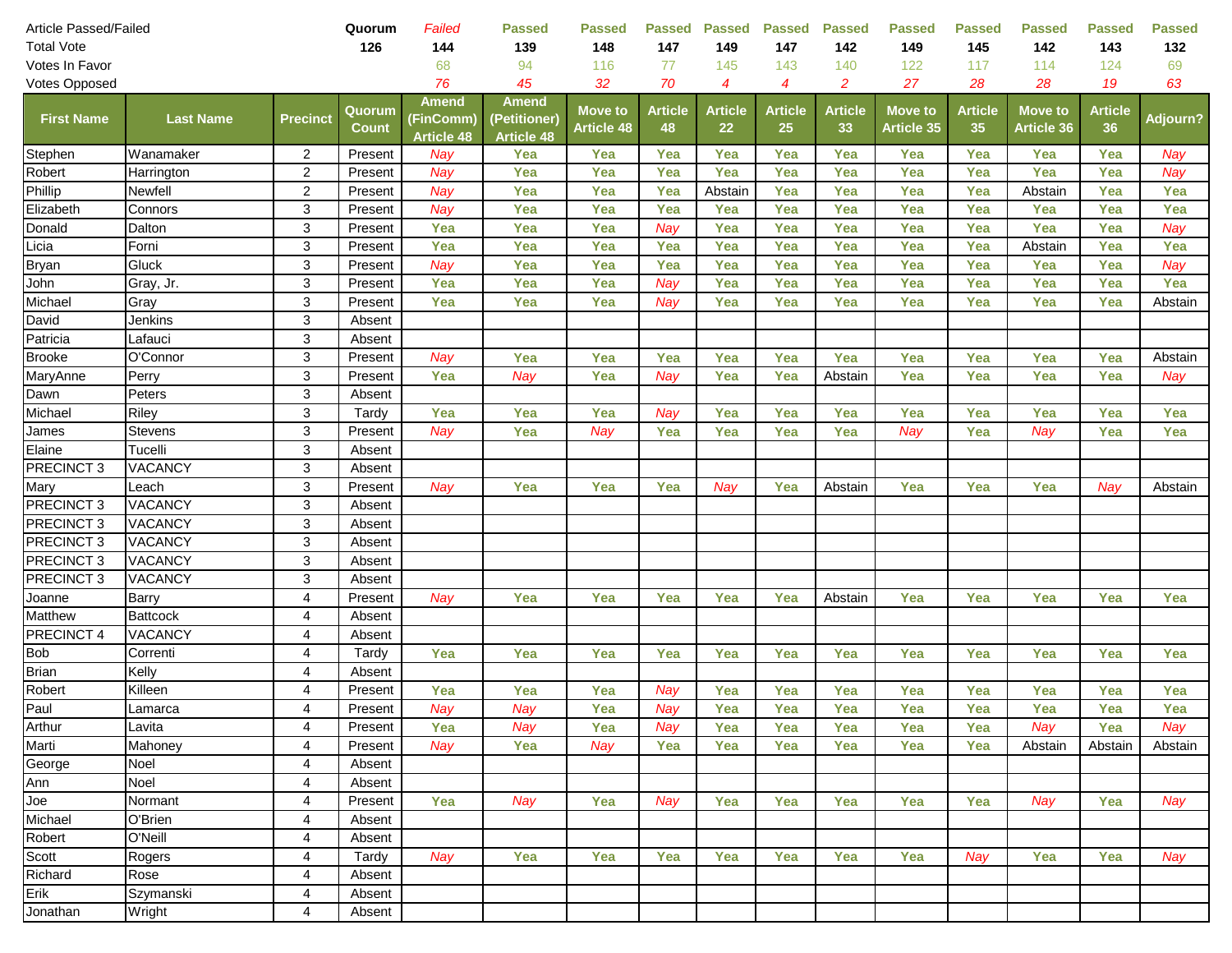| Article Passed/Failed | | | Quorum | Failed | Passed | Passed | Passed | Passed | Passed | Passed | Passed | Passed | Passed | Passed | Passed |
|---|---|---|---|---|---|---|---|---|---|---|---|---|---|---|---|
| Total Vote | | | 126 | 144 | 139 | 148 | 147 | 149 | 147 | 142 | 149 | 145 | 142 | 143 | 132 |
| Votes In Favor | | | | 68 | 94 | 116 | 77 | 145 | 143 | 140 | 122 | 117 | 114 | 124 | 69 |
| Votes Opposed | | | | 76 | 45 | 32 | 70 | 4 | 4 | 2 | 27 | 28 | 28 | 19 | 63 |
| **First Name** | **Last Name** | **Precinct** | **Quorum Count** | **Amend (FinComm) Article 48** | **Amend (Petitioner) Article 48** | **Move to Article 48** | **Article 48** | **Article 22** | **Article 25** | **Article 33** | **Move to Article 35** | **Article 35** | **Move to Article 36** | **Article 36** | **Adjourn?** |
| Stephen | Wanamaker | 2 | Present | Nay | Yea | Yea | Yea | Yea | Yea | Yea | Yea | Yea | Yea | Yea | Nay |
| Robert | Harrington | 2 | Present | Nay | Yea | Yea | Yea | Yea | Yea | Yea | Yea | Yea | Yea | Yea | Nay |
| Phillip | Newfell | 2 | Present | Nay | Yea | Yea | Yea | Abstain | Yea | Yea | Yea | Yea | Abstain | Yea | Yea |
| Elizabeth | Connors | 3 | Present | Nay | Yea | Yea | Yea | Yea | Yea | Yea | Yea | Yea | Yea | Yea | Yea |
| Donald | Dalton | 3 | Present | Yea | Yea | Yea | Nay | Yea | Yea | Yea | Yea | Yea | Yea | Yea | Nay |
| Licia | Forni | 3 | Present | Yea | Yea | Yea | Yea | Yea | Yea | Yea | Yea | Yea | Abstain | Yea | Yea |
| Bryan | Gluck | 3 | Present | Nay | Yea | Yea | Yea | Yea | Yea | Yea | Yea | Yea | Yea | Yea | Nay |
| John | Gray, Jr. | 3 | Present | Yea | Yea | Yea | Nay | Yea | Yea | Yea | Yea | Yea | Yea | Yea | Yea |
| Michael | Gray | 3 | Present | Yea | Yea | Yea | Nay | Yea | Yea | Yea | Yea | Yea | Yea | Yea | Abstain |
| David | Jenkins | 3 | Absent | | | | | | | | | | | | |
| Patricia | Lafauci | 3 | Absent | | | | | | | | | | | | |
| Brooke | O'Connor | 3 | Present | Nay | Yea | Yea | Yea | Yea | Yea | Yea | Yea | Yea | Yea | Yea | Abstain |
| MaryAnne | Perry | 3 | Present | Yea | Nay | Yea | Nay | Yea | Yea | Abstain | Yea | Yea | Yea | Yea | Nay |
| Dawn | Peters | 3 | Absent | | | | | | | | | | | | |
| Michael | Riley | 3 | Tardy | Yea | Yea | Yea | Nay | Yea | Yea | Yea | Yea | Yea | Yea | Yea | Yea |
| James | Stevens | 3 | Present | Nay | Yea | Nay | Yea | Yea | Yea | Yea | Nay | Yea | Nay | Yea | Yea |
| Elaine | Tucelli | 3 | Absent | | | | | | | | | | | | |
| PRECINCT 3 | VACANCY | 3 | Absent | | | | | | | | | | | | |
| Mary | Leach | 3 | Present | Nay | Yea | Yea | Yea | Nay | Yea | Abstain | Yea | Yea | Yea | Nay | Abstain |
| PRECINCT 3 | VACANCY | 3 | Absent | | | | | | | | | | | | |
| PRECINCT 3 | VACANCY | 3 | Absent | | | | | | | | | | | | |
| PRECINCT 3 | VACANCY | 3 | Absent | | | | | | | | | | | | |
| PRECINCT 3 | VACANCY | 3 | Absent | | | | | | | | | | | | |
| PRECINCT 3 | VACANCY | 3 | Absent | | | | | | | | | | | | |
| Joanne | Barry | 4 | Present | Nay | Yea | Yea | Yea | Yea | Yea | Abstain | Yea | Yea | Yea | Yea | Yea |
| Matthew | Battcock | 4 | Absent | | | | | | | | | | | | |
| PRECINCT 4 | VACANCY | 4 | Absent | | | | | | | | | | | | |
| Bob | Correnti | 4 | Tardy | Yea | Yea | Yea | Yea | Yea | Yea | Yea | Yea | Yea | Yea | Yea | Yea |
| Brian | Kelly | 4 | Absent | | | | | | | | | | | | |
| Robert | Killeen | 4 | Present | Yea | Yea | Yea | Nay | Yea | Yea | Yea | Yea | Yea | Yea | Yea | Yea |
| Paul | Lamarca | 4 | Present | Nay | Nay | Yea | Nay | Yea | Yea | Yea | Yea | Yea | Yea | Yea | Yea |
| Arthur | Lavita | 4 | Present | Yea | Nay | Yea | Nay | Yea | Yea | Yea | Yea | Yea | Nay | Yea | Nay |
| Marti | Mahoney | 4 | Present | Nay | Yea | Nay | Yea | Yea | Yea | Yea | Yea | Yea | Abstain | Abstain | Abstain |
| George | Noel | 4 | Absent | | | | | | | | | | | | |
| Ann | Noel | 4 | Absent | | | | | | | | | | | | |
| Joe | Normant | 4 | Present | Yea | Nay | Yea | Nay | Yea | Yea | Yea | Yea | Yea | Nay | Yea | Nay |
| Michael | O'Brien | 4 | Absent | | | | | | | | | | | | |
| Robert | O'Neill | 4 | Absent | | | | | | | | | | | | |
| Scott | Rogers | 4 | Tardy | Nay | Yea | Yea | Yea | Yea | Yea | Yea | Yea | Nay | Yea | Yea | Nay |
| Richard | Rose | 4 | Absent | | | | | | | | | | | | |
| Erik | Szymanski | 4 | Absent | | | | | | | | | | | | |
| Jonathan | Wright | 4 | Absent | | | | | | | | | | | | |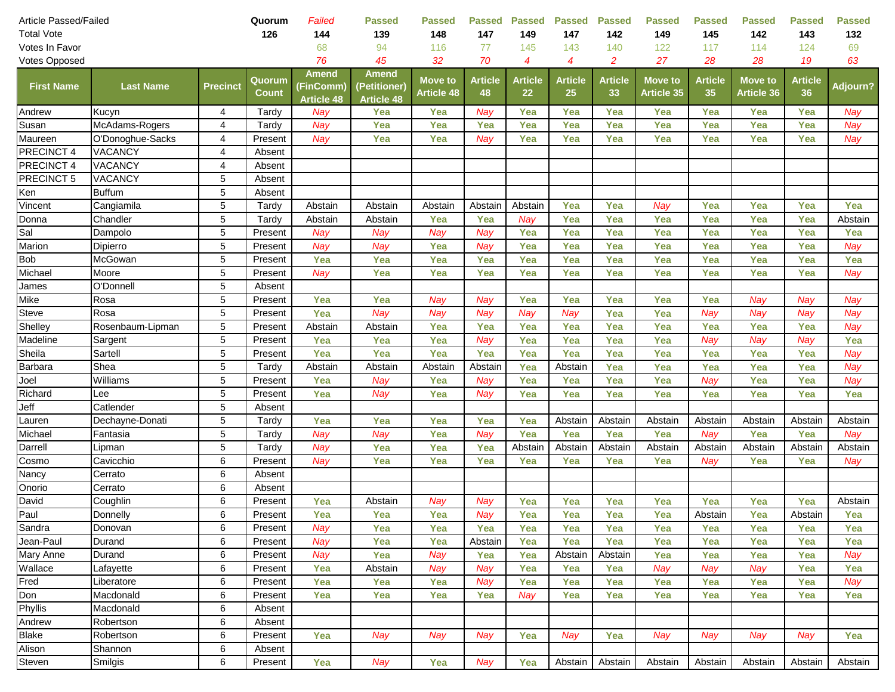| Article Passed/Failed | | | Quorum | Failed | Passed | Passed | Passed | Passed | Passed | Passed | Passed | Passed | Passed | Passed | Passed |
|---|---|---|---|---|---|---|---|---|---|---|---|---|---|---|---|
| Total Vote | | | 126 | 144 | 139 | 148 | 147 | 149 | 147 | 142 | 149 | 145 | 142 | 143 | 132 |
| Votes In Favor | | | | 68 | 94 | 116 | 77 | 145 | 143 | 140 | 122 | 117 | 114 | 124 | 69 |
| Votes Opposed | | | | 76 | 45 | 32 | 70 | 4 | 4 | 2 | 27 | 28 | 28 | 19 | 63 |
| **First Name** | **Last Name** | **Precinct** | **Quorum Count** | **Amend (FinComm) Article 48** | **Amend (Petitioner) Article 48** | **Move to Article 48** | **Article 48** | **Article 22** | **Article 25** | **Article 33** | **Move to Article 35** | **Article 35** | **Move to Article 36** | **Article 36** | **Adjourn?** |
| Andrew | Kucyn | 4 | Tardy | Nay | Yea | Yea | Nay | Yea | Yea | Yea | Yea | Yea | Yea | Yea | Nay |
| Susan | McAdams-Rogers | 4 | Tardy | Nay | Yea | Yea | Yea | Yea | Yea | Yea | Yea | Yea | Yea | Yea | Nay |
| Maureen | O'Donoghue-Sacks | 4 | Present | Nay | Yea | Yea | Nay | Yea | Yea | Yea | Yea | Yea | Yea | Yea | Nay |
| PRECINCT 4 | VACANCY | 4 | Absent | | | | | | | | | | | | |
| PRECINCT 4 | VACANCY | 4 | Absent | | | | | | | | | | | | |
| PRECINCT 5 | VACANCY | 5 | Absent | | | | | | | | | | | | |
| Ken | Buffum | 5 | Absent | | | | | | | | | | | | |
| Vincent | Cangiamila | 5 | Tardy | Abstain | Abstain | Abstain | Abstain | Abstain | Yea | Yea | Nay | Yea | Yea | Yea | Yea |
| Donna | Chandler | 5 | Tardy | Abstain | Abstain | Yea | Yea | Nay | Yea | Yea | Yea | Yea | Yea | Yea | Abstain |
| Sal | Dampolo | 5 | Present | Nay | Nay | Nay | Nay | Yea | Yea | Yea | Yea | Yea | Yea | Yea | Yea |
| Marion | Dipierro | 5 | Present | Nay | Nay | Yea | Nay | Yea | Yea | Yea | Yea | Yea | Yea | Yea | Nay |
| Bob | McGowan | 5 | Present | Yea | Yea | Yea | Yea | Yea | Yea | Yea | Yea | Yea | Yea | Yea | Yea |
| Michael | Moore | 5 | Present | Nay | Yea | Yea | Yea | Yea | Yea | Yea | Yea | Yea | Yea | Yea | Nay |
| James | O'Donnell | 5 | Absent | | | | | | | | | | | | |
| Mike | Rosa | 5 | Present | Yea | Yea | Nay | Nay | Yea | Yea | Yea | Yea | Yea | Nay | Nay | Nay |
| Steve | Rosa | 5 | Present | Yea | Nay | Nay | Nay | Nay | Nay | Yea | Yea | Nay | Nay | Nay | Nay |
| Shelley | Rosenbaum-Lipman | 5 | Present | Abstain | Abstain | Yea | Yea | Yea | Yea | Yea | Yea | Yea | Yea | Yea | Nay |
| Madeline | Sargent | 5 | Present | Yea | Yea | Yea | Nay | Yea | Yea | Yea | Yea | Nay | Nay | Nay | Yea |
| Sheila | Sartell | 5 | Present | Yea | Yea | Yea | Yea | Yea | Yea | Yea | Yea | Yea | Yea | Yea | Nay |
| Barbara | Shea | 5 | Tardy | Abstain | Abstain | Abstain | Abstain | Yea | Abstain | Yea | Yea | Yea | Yea | Yea | Nay |
| Joel | Williams | 5 | Present | Yea | Nay | Yea | Nay | Yea | Yea | Yea | Yea | Nay | Yea | Yea | Nay |
| Richard | Lee | 5 | Present | Yea | Nay | Yea | Nay | Yea | Yea | Yea | Yea | Yea | Yea | Yea | Yea |
| Jeff | Catlender | 5 | Absent | | | | | | | | | | | | |
| Lauren | Dechayne-Donati | 5 | Tardy | Yea | Yea | Yea | Yea | Yea | Abstain | Abstain | Abstain | Abstain | Abstain | Abstain | Abstain |
| Michael | Fantasia | 5 | Tardy | Nay | Nay | Yea | Nay | Yea | Yea | Yea | Yea | Nay | Yea | Yea | Nay |
| Darrell | Lipman | 5 | Tardy | Nay | Yea | Yea | Yea | Abstain | Abstain | Abstain | Abstain | Abstain | Abstain | Abstain | Abstain |
| Cosmo | Cavicchio | 6 | Present | Nay | Yea | Yea | Yea | Yea | Yea | Yea | Yea | Nay | Yea | Yea | Nay |
| Nancy | Cerrato | 6 | Absent | | | | | | | | | | | | |
| Onorio | Cerrato | 6 | Absent | | | | | | | | | | | | |
| David | Coughlin | 6 | Present | Yea | Abstain | Nay | Nay | Yea | Yea | Yea | Yea | Yea | Yea | Yea | Abstain |
| Paul | Donnelly | 6 | Present | Yea | Yea | Yea | Nay | Yea | Yea | Yea | Yea | Abstain | Yea | Abstain | Yea |
| Sandra | Donovan | 6 | Present | Nay | Yea | Yea | Yea | Yea | Yea | Yea | Yea | Yea | Yea | Yea | Yea |
| Jean-Paul | Durand | 6 | Present | Nay | Yea | Yea | Abstain | Yea | Yea | Yea | Yea | Yea | Yea | Yea | Yea |
| Mary Anne | Durand | 6 | Present | Nay | Yea | Nay | Yea | Yea | Abstain | Abstain | Yea | Yea | Yea | Yea | Nay |
| Wallace | Lafayette | 6 | Present | Yea | Abstain | Nay | Nay | Yea | Yea | Yea | Nay | Nay | Nay | Yea | Yea |
| Fred | Liberatore | 6 | Present | Yea | Yea | Yea | Nay | Yea | Yea | Yea | Yea | Yea | Yea | Yea | Nay |
| Don | Macdonald | 6 | Present | Yea | Yea | Yea | Yea | Nay | Yea | Yea | Yea | Yea | Yea | Yea | Yea |
| Phyllis | Macdonald | 6 | Absent | | | | | | | | | | | | |
| Andrew | Robertson | 6 | Absent | | | | | | | | | | | | |
| Blake | Robertson | 6 | Present | Yea | Nay | Nay | Nay | Yea | Nay | Yea | Nay | Nay | Nay | Nay | Yea |
| Alison | Shannon | 6 | Absent | | | | | | | | | | | | |
| Steven | Smilgis | 6 | Present | Yea | Nay | Yea | Nay | Yea | Abstain | Abstain | Abstain | Abstain | Abstain | Abstain | Abstain |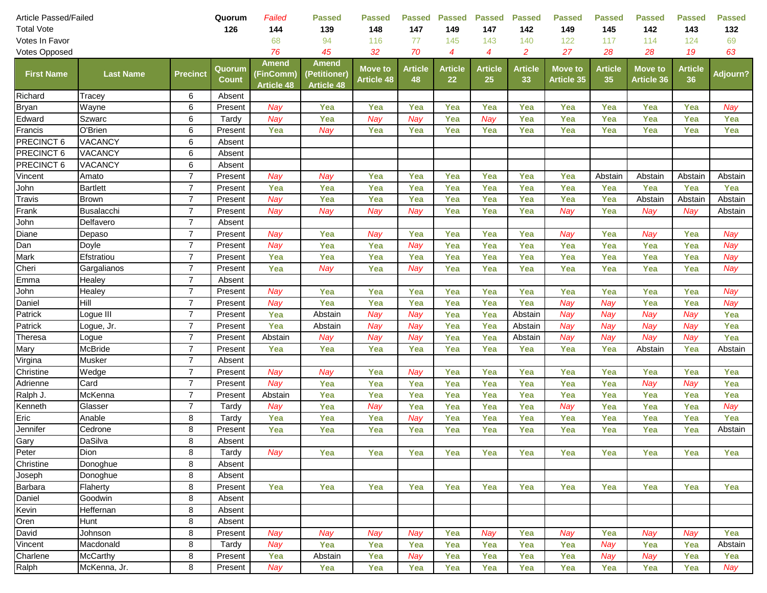| Article Passed/Failed | | | Quorum | Failed | Passed | Passed | Passed | Passed | Passed | Passed | Passed | Passed | Passed | Passed | Passed |
|---|---|---|---|---|---|---|---|---|---|---|---|---|---|---|---|
| Total Vote | | | 126 | 144 | 139 | 148 | 147 | 149 | 147 | 142 | 149 | 145 | 142 | 143 | 132 |
| Votes In Favor | | | | 68 | 94 | 116 | 77 | 145 | 143 | 140 | 122 | 117 | 114 | 124 | 69 |
| Votes Opposed | | | | 76 | 45 | 32 | 70 | 4 | 4 | 2 | 27 | 28 | 28 | 19 | 63 |
| **First Name** | **Last Name** | **Precinct** | **Quorum Count** | **Amend (FinComm) Article 48** | **Amend (Petitioner) Article 48** | **Move to Article 48** | **Article 48** | **Article 22** | **Article 25** | **Article 33** | **Move to Article 35** | **Article 35** | **Move to Article 36** | **Article 36** | **Adjourn?** |
| Richard | Tracey | 6 | Absent | | | | | | | | | | | | |
| Bryan | Wayne | 6 | Present | Nay | Yea | Yea | Yea | Yea | Yea | Yea | Yea | Yea | Yea | Yea | Nay |
| Edward | Szwarc | 6 | Tardy | Nay | Yea | Nay | Nay | Yea | Nay | Yea | Yea | Yea | Yea | Yea | Yea |
| Francis | O'Brien | 6 | Present | Yea | Nay | Yea | Yea | Yea | Yea | Yea | Yea | Yea | Yea | Yea | Yea |
| PRECINCT 6 | VACANCY | 6 | Absent | | | | | | | | | | | | |
| PRECINCT 6 | VACANCY | 6 | Absent | | | | | | | | | | | | |
| PRECINCT 6 | VACANCY | 6 | Absent | | | | | | | | | | | | |
| Vincent | Amato | 7 | Present | Nay | Nay | Yea | Yea | Yea | Yea | Yea | Yea | Abstain | Abstain | Abstain | Abstain |
| John | Bartlett | 7 | Present | Yea | Yea | Yea | Yea | Yea | Yea | Yea | Yea | Yea | Yea | Yea | Yea |
| Travis | Brown | 7 | Present | Nay | Yea | Yea | Yea | Yea | Yea | Yea | Yea | Yea | Abstain | Abstain | Abstain |
| Frank | Busalacchi | 7 | Present | Nay | Nay | Nay | Nay | Yea | Yea | Yea | Nay | Yea | Nay | Nay | Abstain |
| John | Delfavero | 7 | Absent | | | | | | | | | | | | |
| Diane | Depaso | 7 | Present | Nay | Yea | Nay | Yea | Yea | Yea | Yea | Nay | Yea | Nay | Yea | Nay |
| Dan | Doyle | 7 | Present | Nay | Yea | Yea | Nay | Yea | Yea | Yea | Yea | Yea | Yea | Yea | Nay |
| Mark | Efstratiou | 7 | Present | Yea | Yea | Yea | Yea | Yea | Yea | Yea | Yea | Yea | Yea | Yea | Nay |
| Cheri | Gargalianos | 7 | Present | Yea | Nay | Yea | Nay | Yea | Yea | Yea | Yea | Yea | Yea | Yea | Nay |
| Emma | Healey | 7 | Absent | | | | | | | | | | | | |
| John | Healey | 7 | Present | Nay | Yea | Yea | Yea | Yea | Yea | Yea | Yea | Yea | Yea | Yea | Nay |
| Daniel | Hill | 7 | Present | Nay | Yea | Yea | Yea | Yea | Yea | Yea | Nay | Nay | Yea | Yea | Nay |
| Patrick | Logue III | 7 | Present | Yea | Abstain | Nay | Nay | Yea | Yea | Abstain | Nay | Nay | Nay | Nay | Yea |
| Patrick | Logue, Jr. | 7 | Present | Yea | Abstain | Nay | Nay | Yea | Yea | Abstain | Nay | Nay | Nay | Nay | Yea |
| Theresa | Logue | 7 | Present | Abstain | Nay | Nay | Nay | Yea | Yea | Abstain | Nay | Nay | Nay | Nay | Yea |
| Mary | McBride | 7 | Present | Yea | Yea | Yea | Yea | Yea | Yea | Yea | Yea | Yea | Abstain | Yea | Abstain |
| Virgina | Musker | 7 | Absent | | | | | | | | | | | | |
| Christine | Wedge | 7 | Present | Nay | Nay | Yea | Nay | Yea | Yea | Yea | Yea | Yea | Yea | Yea | Yea |
| Adrienne | Card | 7 | Present | Nay | Yea | Yea | Yea | Yea | Yea | Yea | Yea | Yea | Nay | Nay | Yea |
| Ralph J. | McKenna | 7 | Present | Abstain | Yea | Yea | Yea | Yea | Yea | Yea | Yea | Yea | Yea | Yea | Yea |
| Kenneth | Glasser | 7 | Tardy | Nay | Yea | Nay | Yea | Yea | Yea | Yea | Nay | Yea | Yea | Yea | Nay |
| Eric | Anable | 8 | Tardy | Yea | Yea | Yea | Nay | Yea | Yea | Yea | Yea | Yea | Yea | Yea | Yea |
| Jennifer | Cedrone | 8 | Present | Yea | Yea | Yea | Yea | Yea | Yea | Yea | Yea | Yea | Yea | Yea | Abstain |
| Gary | DaSilva | 8 | Absent | | | | | | | | | | | | |
| Peter | Dion | 8 | Tardy | Nay | Yea | Yea | Yea | Yea | Yea | Yea | Yea | Yea | Yea | Yea | Yea |
| Christine | Donoghue | 8 | Absent | | | | | | | | | | | | |
| Joseph | Donoghue | 8 | Absent | | | | | | | | | | | | |
| Barbara | Flaherty | 8 | Present | Yea | Yea | Yea | Yea | Yea | Yea | Yea | Yea | Yea | Yea | Yea | Yea |
| Daniel | Goodwin | 8 | Absent | | | | | | | | | | | | |
| Kevin | Heffernan | 8 | Absent | | | | | | | | | | | | |
| Oren | Hunt | 8 | Absent | | | | | | | | | | | | |
| David | Johnson | 8 | Present | Nay | Nay | Nay | Nay | Yea | Nay | Yea | Nay | Yea | Nay | Nay | Yea |
| Vincent | Macdonald | 8 | Tardy | Nay | Yea | Yea | Yea | Yea | Yea | Yea | Yea | Nay | Yea | Yea | Abstain |
| Charlene | McCarthy | 8 | Present | Yea | Abstain | Yea | Nay | Yea | Yea | Yea | Yea | Nay | Nay | Yea | Yea |
| Ralph | McKenna, Jr. | 8 | Present | Nay | Yea | Yea | Yea | Yea | Yea | Yea | Yea | Yea | Yea | Yea | Nay |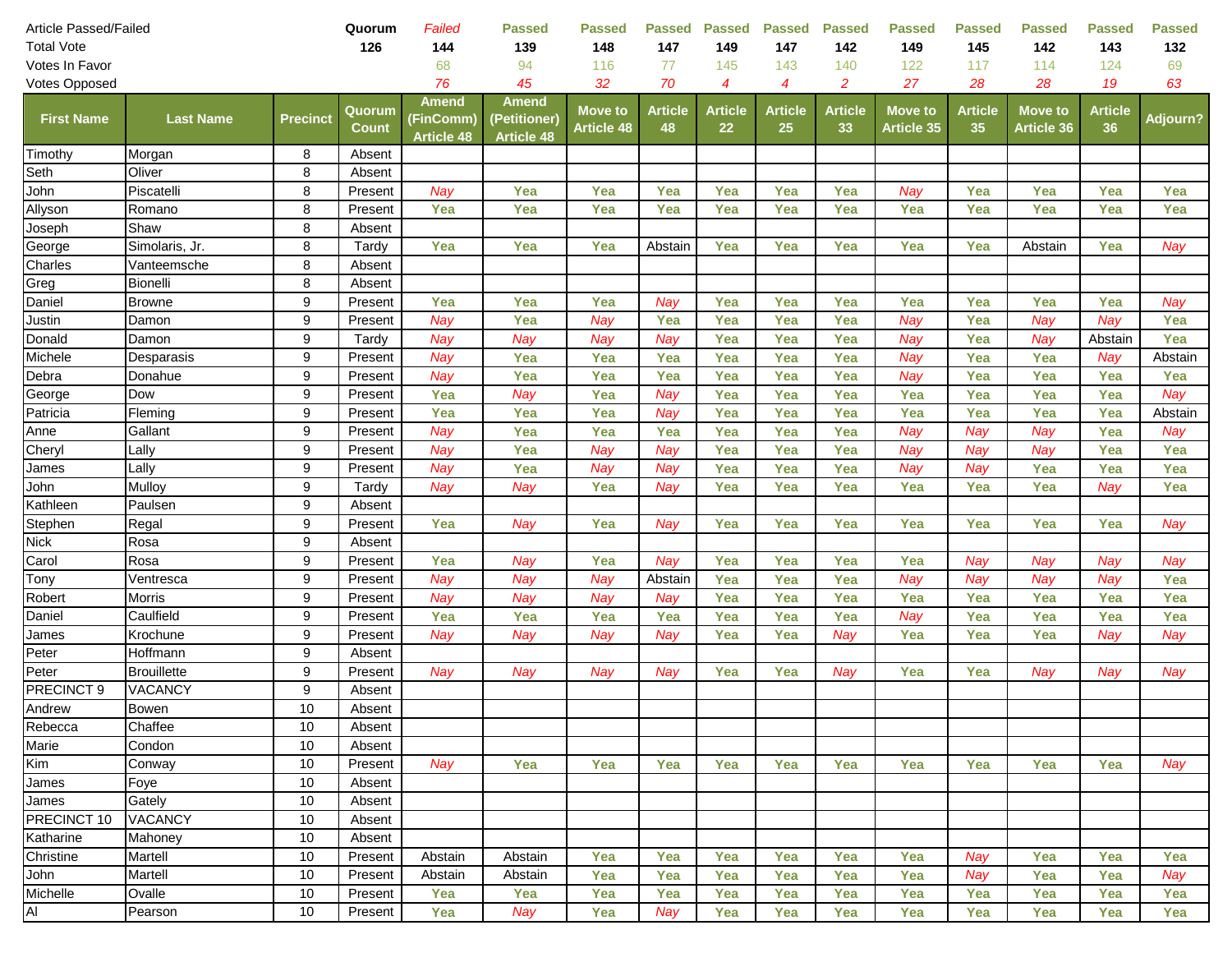| Article Passed/Failed | | | Quorum | Failed | Passed | Passed | Passed | Passed | Passed | Passed | Passed | Passed | Passed | Passed | Passed |
|---|---|---|---|---|---|---|---|---|---|---|---|---|---|---|---|
| Total Vote | | | 126 | 144 | 139 | 148 | 147 | 149 | 147 | 142 | 149 | 145 | 142 | 143 | 132 |
| Votes In Favor | | | | 68 | 94 | 116 | 77 | 145 | 143 | 140 | 122 | 117 | 114 | 124 | 69 |
| Votes Opposed | | | | 76 | 45 | 32 | 70 | 4 | 4 | 2 | 27 | 28 | 28 | 19 | 63 |
| **First Name** | **Last Name** | **Precinct** | **Quorum Count** | **Amend (FinComm) Article 48** | **Amend (Petitioner) Article 48** | **Move to Article 48** | **Article 48** | **Article 22** | **Article 25** | **Article 33** | **Move to Article 35** | **Article 35** | **Move to Article 36** | **Article 36** | **Adjourn?** |
| Timothy | Morgan | 8 | Absent | | | | | | | | | | | | |
| Seth | Oliver | 8 | Absent | | | | | | | | | | | | |
| John | Piscatelli | 8 | Present | Nay | Yea | Yea | Yea | Yea | Yea | Yea | Nay | Yea | Yea | Yea | Yea |
| Allyson | Romano | 8 | Present | Yea | Yea | Yea | Yea | Yea | Yea | Yea | Yea | Yea | Yea | Yea | Yea |
| Joseph | Shaw | 8 | Absent | | | | | | | | | | | | |
| George | Simolaris, Jr. | 8 | Tardy | Yea | Yea | Yea | Abstain | Yea | Yea | Yea | Yea | Yea | Abstain | Yea | Nay |
| Charles | Vanteemsche | 8 | Absent | | | | | | | | | | | | |
| Greg | Bionelli | 8 | Absent | | | | | | | | | | | | |
| Daniel | Browne | 9 | Present | Yea | Yea | Yea | Nay | Yea | Yea | Yea | Yea | Yea | Yea | Yea | Nay |
| Justin | Damon | 9 | Present | Nay | Yea | Nay | Yea | Yea | Yea | Yea | Nay | Yea | Nay | Nay | Yea |
| Donald | Damon | 9 | Tardy | Nay | Nay | Nay | Nay | Yea | Yea | Yea | Nay | Yea | Nay | Abstain | Yea |
| Michele | Desparasis | 9 | Present | Nay | Yea | Yea | Yea | Yea | Yea | Yea | Nay | Yea | Yea | Nay | Abstain |
| Debra | Donahue | 9 | Present | Nay | Yea | Yea | Yea | Yea | Yea | Yea | Nay | Yea | Yea | Yea | Yea |
| George | Dow | 9 | Present | Yea | Nay | Yea | Nay | Yea | Yea | Yea | Yea | Yea | Yea | Yea | Nay |
| Patricia | Fleming | 9 | Present | Yea | Yea | Yea | Nay | Yea | Yea | Yea | Yea | Yea | Yea | Yea | Abstain |
| Anne | Gallant | 9 | Present | Nay | Yea | Yea | Yea | Yea | Yea | Yea | Nay | Nay | Nay | Yea | Nay |
| Cheryl | Lally | 9 | Present | Nay | Yea | Nay | Nay | Yea | Yea | Yea | Nay | Nay | Nay | Yea | Yea |
| James | Lally | 9 | Present | Nay | Yea | Nay | Nay | Yea | Yea | Yea | Nay | Nay | Yea | Yea | Yea |
| John | Mulloy | 9 | Tardy | Nay | Nay | Yea | Nay | Yea | Yea | Yea | Yea | Yea | Yea | Nay | Yea |
| Kathleen | Paulsen | 9 | Absent | | | | | | | | | | | | |
| Stephen | Regal | 9 | Present | Yea | Nay | Yea | Nay | Yea | Yea | Yea | Yea | Yea | Yea | Yea | Nay |
| Nick | Rosa | 9 | Absent | | | | | | | | | | | | |
| Carol | Rosa | 9 | Present | Yea | Nay | Yea | Nay | Yea | Yea | Yea | Yea | Nay | Nay | Nay | Nay |
| Tony | Ventresca | 9 | Present | Nay | Nay | Nay | Abstain | Yea | Yea | Yea | Nay | Nay | Nay | Nay | Yea |
| Robert | Morris | 9 | Present | Nay | Nay | Nay | Nay | Yea | Yea | Yea | Yea | Yea | Yea | Yea | Yea |
| Daniel | Caulfield | 9 | Present | Yea | Yea | Yea | Yea | Yea | Yea | Yea | Nay | Yea | Yea | Yea | Yea |
| James | Krochune | 9 | Present | Nay | Nay | Nay | Nay | Yea | Yea | Nay | Yea | Yea | Yea | Nay | Nay |
| Peter | Hoffmann | 9 | Absent | | | | | | | | | | | | |
| Peter | Brouillette | 9 | Present | Nay | Nay | Nay | Nay | Yea | Yea | Nay | Yea | Yea | Nay | Nay | Nay |
| PRECINCT 9 | VACANCY | 9 | Absent | | | | | | | | | | | | |
| Andrew | Bowen | 10 | Absent | | | | | | | | | | | | |
| Rebecca | Chaffee | 10 | Absent | | | | | | | | | | | | |
| Marie | Condon | 10 | Absent | | | | | | | | | | | | |
| Kim | Conway | 10 | Present | Nay | Yea | Yea | Yea | Yea | Yea | Yea | Yea | Yea | Yea | Yea | Nay |
| James | Foye | 10 | Absent | | | | | | | | | | | | |
| James | Gately | 10 | Absent | | | | | | | | | | | | |
| PRECINCT 10 | VACANCY | 10 | Absent | | | | | | | | | | | | |
| Katharine | Mahoney | 10 | Absent | | | | | | | | | | | | |
| Christine | Martell | 10 | Present | Abstain | Abstain | Yea | Yea | Yea | Yea | Yea | Yea | Nay | Yea | Yea | Yea |
| John | Martell | 10 | Present | Abstain | Abstain | Yea | Yea | Yea | Yea | Yea | Yea | Nay | Yea | Yea | Nay |
| Michelle | Ovalle | 10 | Present | Yea | Yea | Yea | Yea | Yea | Yea | Yea | Yea | Yea | Yea | Yea | Yea |
| Al | Pearson | 10 | Present | Yea | Nay | Yea | Nay | Yea | Yea | Yea | Yea | Yea | Yea | Yea | Yea |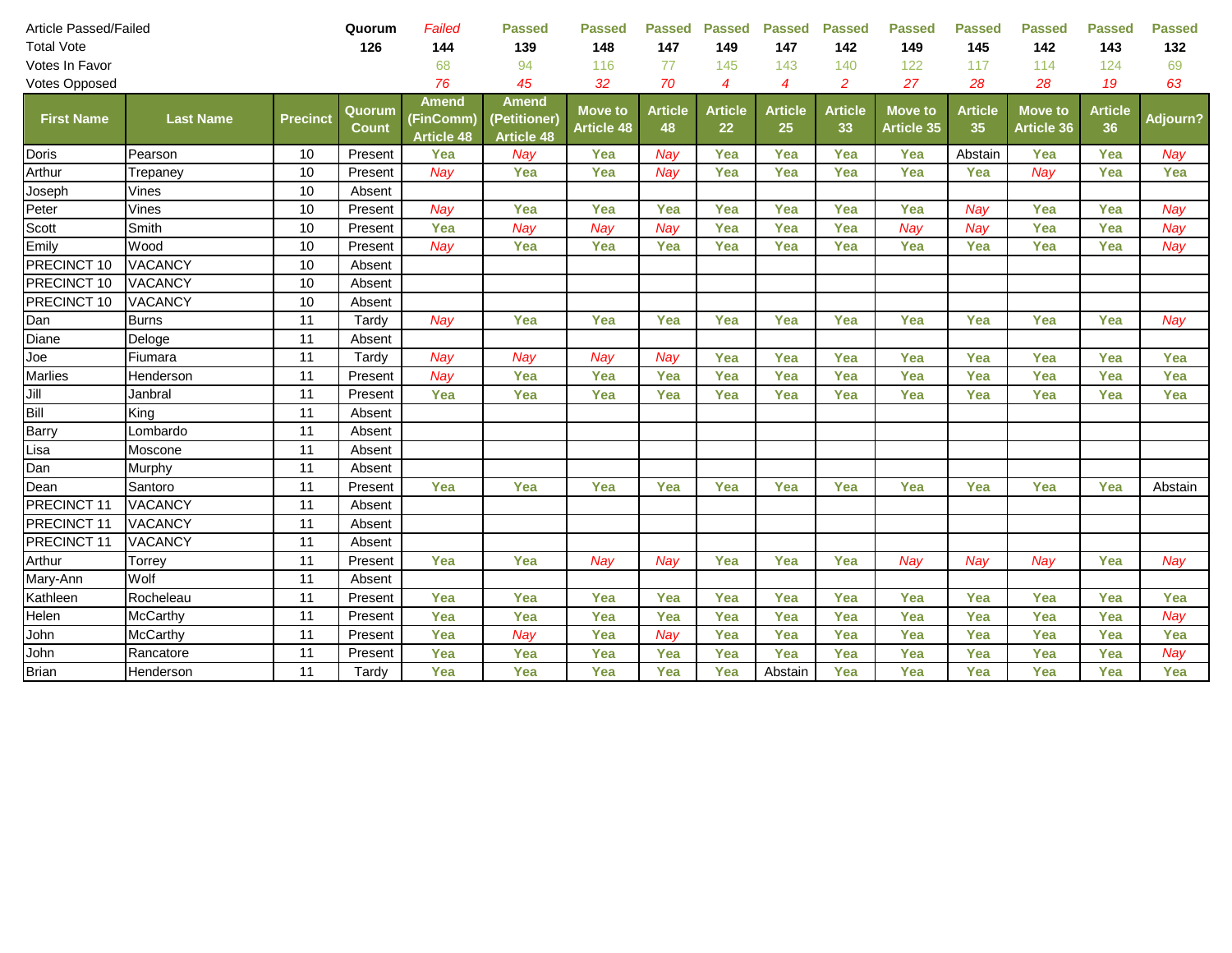| | | | | | | | | | | | | | | | |
|---|---|---|---|---|---|---|---|---|---|---|---|---|---|---|---|
| Article Passed/Failed | | | Quorum | Failed | Passed | Passed | Passed | Passed | Passed | Passed | Passed | Passed | Passed | Passed | Passed |
| Total Vote | | | 126 | 144 | 139 | 148 | 147 | 149 | 147 | 142 | 149 | 145 | 142 | 143 | 132 |
| Votes In Favor | | | | 68 | 94 | 116 | 77 | 145 | 143 | 140 | 122 | 117 | 114 | 124 | 69 |
| Votes Opposed | | | | 76 | 45 | 32 | 70 | 4 | 4 | 2 | 27 | 28 | 28 | 19 | 63 |
| **First Name** | **Last Name** | **Precinct** | **Quorum Count** | **Amend (FinComm) Article 48** | **Amend (Petitioner) Article 48** | **Move to Article 48** | **Article 48** | **Article 22** | **Article 25** | **Article 33** | **Move to Article 35** | **Article 35** | **Move to Article 36** | **Article 36** | **Adjourn?** |
| Doris | Pearson | 10 | Present | Yea | Nay | Yea | Nay | Yea | Yea | Yea | Yea | Abstain | Yea | Yea | Nay |
| Arthur | Trepaney | 10 | Present | Nay | Yea | Yea | Nay | Yea | Yea | Yea | Yea | Yea | Nay | Yea | Yea |
| Joseph | Vines | 10 | Absent | | | | | | | | | | | | |
| Peter | Vines | 10 | Present | Nay | Yea | Yea | Yea | Yea | Yea | Yea | Yea | Nay | Yea | Yea | Nay |
| Scott | Smith | 10 | Present | Yea | Nay | Nay | Nay | Yea | Yea | Yea | Nay | Nay | Yea | Yea | Nay |
| Emily | Wood | 10 | Present | Nay | Yea | Yea | Yea | Yea | Yea | Yea | Yea | Yea | Yea | Yea | Nay |
| PRECINCT 10 | VACANCY | 10 | Absent | | | | | | | | | | | | |
| PRECINCT 10 | VACANCY | 10 | Absent | | | | | | | | | | | | |
| PRECINCT 10 | VACANCY | 10 | Absent | | | | | | | | | | | | |
| Dan | Burns | 11 | Tardy | Nay | Yea | Yea | Yea | Yea | Yea | Yea | Yea | Yea | Yea | Yea | Nay |
| Diane | Deloge | 11 | Absent | | | | | | | | | | | | |
| Joe | Fiumara | 11 | Tardy | Nay | Nay | Nay | Nay | Yea | Yea | Yea | Yea | Yea | Yea | Yea | Yea |
| Marlies | Henderson | 11 | Present | Nay | Yea | Yea | Yea | Yea | Yea | Yea | Yea | Yea | Yea | Yea | Yea |
| Jill | Janbral | 11 | Present | Yea | Yea | Yea | Yea | Yea | Yea | Yea | Yea | Yea | Yea | Yea | Yea |
| Bill | King | 11 | Absent | | | | | | | | | | | | |
| Barry | Lombardo | 11 | Absent | | | | | | | | | | | | |
| Lisa | Moscone | 11 | Absent | | | | | | | | | | | | |
| Dan | Murphy | 11 | Absent | | | | | | | | | | | | |
| Dean | Santoro | 11 | Present | Yea | Yea | Yea | Yea | Yea | Yea | Yea | Yea | Yea | Yea | Yea | Abstain |
| PRECINCT 11 | VACANCY | 11 | Absent | | | | | | | | | | | | |
| PRECINCT 11 | VACANCY | 11 | Absent | | | | | | | | | | | | |
| PRECINCT 11 | VACANCY | 11 | Absent | | | | | | | | | | | | |
| Arthur | Torrey | 11 | Present | Yea | Yea | Nay | Nay | Yea | Yea | Yea | Nay | Nay | Nay | Yea | Nay |
| Mary-Ann | Wolf | 11 | Absent | | | | | | | | | | | | |
| Kathleen | Rocheleau | 11 | Present | Yea | Yea | Yea | Yea | Yea | Yea | Yea | Yea | Yea | Yea | Yea | Yea |
| Helen | McCarthy | 11 | Present | Yea | Yea | Yea | Yea | Yea | Yea | Yea | Yea | Yea | Yea | Yea | Nay |
| John | McCarthy | 11 | Present | Yea | Nay | Yea | Nay | Yea | Yea | Yea | Yea | Yea | Yea | Yea | Yea |
| John | Rancatore | 11 | Present | Yea | Yea | Yea | Yea | Yea | Yea | Yea | Yea | Yea | Yea | Yea | Nay |
| Brian | Henderson | 11 | Tardy | Yea | Yea | Yea | Yea | Yea | Abstain | Yea | Yea | Yea | Yea | Yea | Yea |